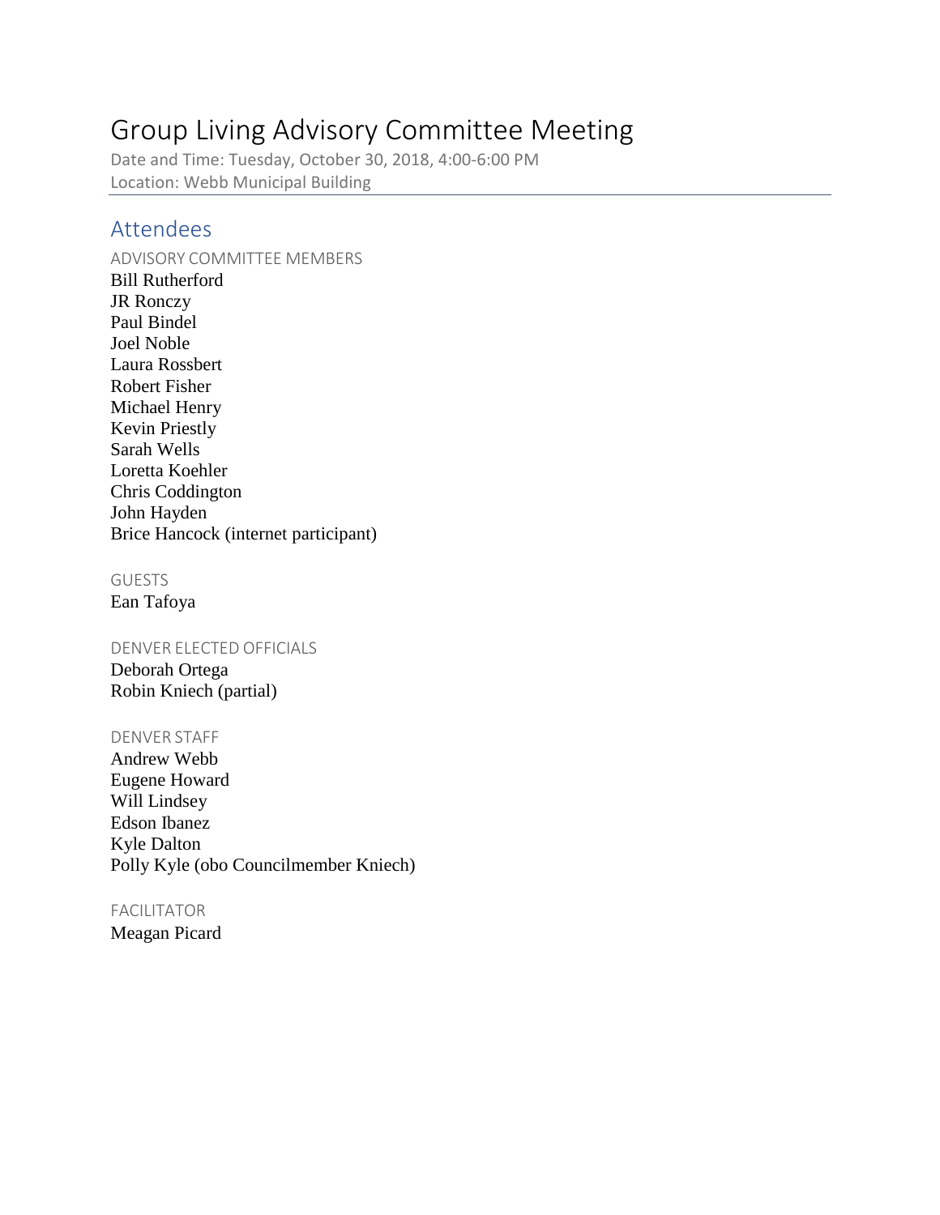# Group Living Advisory Committee Meeting

Date and Time: Tuesday, October 30, 2018, 4:00-6:00 PM
Location: Webb Municipal Building

## Attendees

### ADVISORY COMMITTEE MEMBERS

Bill Rutherford
JR Ronczy
Paul Bindel
Joel Noble
Laura Rossbert
Robert Fisher
Michael Henry
Kevin Priestly
Sarah Wells
Loretta Koehler
Chris Coddington
John Hayden
Brice Hancock (internet participant)

### GUESTS

Ean Tafoya

### DENVER ELECTED OFFICIALS

Deborah Ortega
Robin Kniech (partial)

### DENVER STAFF

Andrew Webb
Eugene Howard
Will Lindsey
Edson Ibanez
Kyle Dalton
Polly Kyle (obo Councilmember Kniech)

### FACILITATOR

Meagan Picard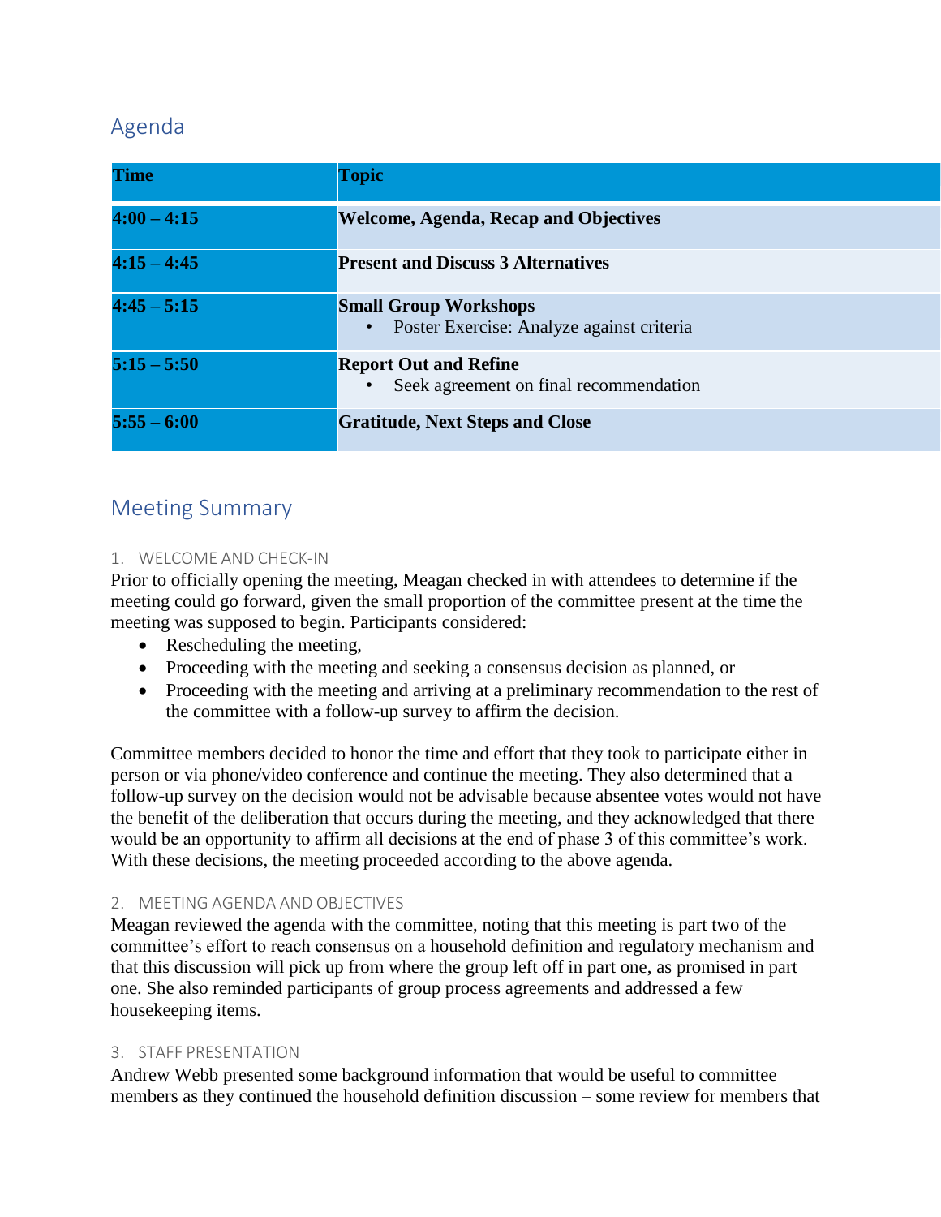## Agenda

| Time | Topic |
|---|---|
| **4:00 – 4:15** | **Welcome, Agenda, Recap and Objectives** |
| **4:15 – 4:45** | **Present and Discuss 3 Alternatives** |
| **4:45 – 5:15** | **Small Group Workshops** <br> • Poster Exercise: Analyze against criteria |
| **5:15 – 5:50** | **Report Out and Refine** <br> • Seek agreement on final recommendation |
| **5:55 – 6:00** | **Gratitude, Next Steps and Close** |

## Meeting Summary

### 1. WELCOME AND CHECK-IN

Prior to officially opening the meeting, Meagan checked in with attendees to determine if the meeting could go forward, given the small proportion of the committee present at the time the meeting was supposed to begin. Participants considered:

- Rescheduling the meeting,
- Proceeding with the meeting and seeking a consensus decision as planned, or
- Proceeding with the meeting and arriving at a preliminary recommendation to the rest of the committee with a follow-up survey to affirm the decision.

Committee members decided to honor the time and effort that they took to participate either in person or via phone/video conference and continue the meeting. They also determined that a follow-up survey on the decision would not be advisable because absentee votes would not have the benefit of the deliberation that occurs during the meeting, and they acknowledged that there would be an opportunity to affirm all decisions at the end of phase 3 of this committee's work. With these decisions, the meeting proceeded according to the above agenda.

### 2. MEETING AGENDA AND OBJECTIVES

Meagan reviewed the agenda with the committee, noting that this meeting is part two of the committee's effort to reach consensus on a household definition and regulatory mechanism and that this discussion will pick up from where the group left off in part one, as promised in part one. She also reminded participants of group process agreements and addressed a few housekeeping items.

### 3. STAFF PRESENTATION

Andrew Webb presented some background information that would be useful to committee members as they continued the household definition discussion – some review for members that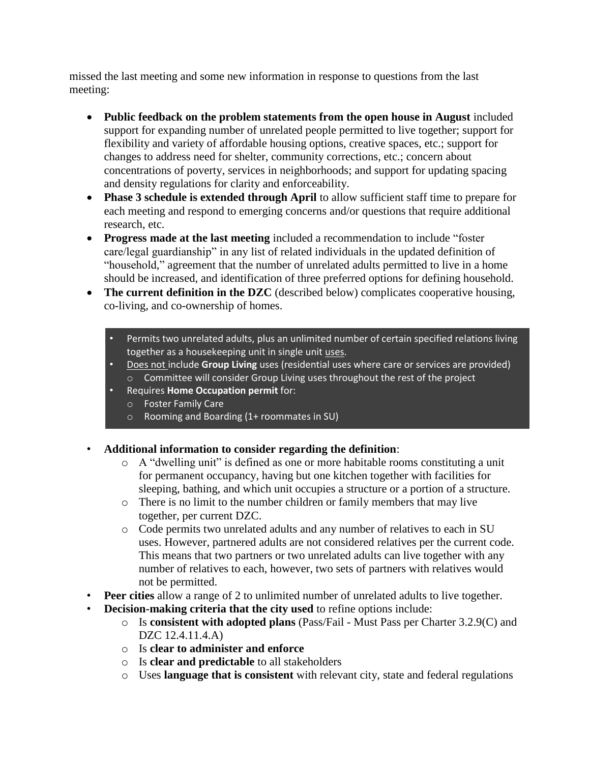missed the last meeting and some new information in response to questions from the last meeting:

- **Public feedback on the problem statements from the open house in August** included support for expanding number of unrelated people permitted to live together; support for flexibility and variety of affordable housing options, creative spaces, etc.; support for changes to address need for shelter, community corrections, etc.; concern about concentrations of poverty, services in neighborhoods; and support for updating spacing and density regulations for clarity and enforceability.
- **Phase 3 schedule is extended through April** to allow sufficient staff time to prepare for each meeting and respond to emerging concerns and/or questions that require additional research, etc.
- **Progress made at the last meeting** included a recommendation to include "foster care/legal guardianship" in any list of related individuals in the updated definition of "household," agreement that the number of unrelated adults permitted to live in a home should be increased, and identification of three preferred options for defining household.
- **The current definition in the DZC** (described below) complicates cooperative housing, co-living, and co-ownership of homes.

  - Permits two unrelated adults, plus an unlimited number of certain specified relations living together as a housekeeping unit in single unit uses.
  - Does not include **Group Living** uses (residential uses where care or services are provided)
    - Committee will consider Group Living uses throughout the rest of the project
  - Requires **Home Occupation permit** for:
    - Foster Family Care
    - Rooming and Boarding (1+ roommates in SU)

- **Additional information to consider regarding the definition**:
  - A "dwelling unit" is defined as one or more habitable rooms constituting a unit for permanent occupancy, having but one kitchen together with facilities for sleeping, bathing, and which unit occupies a structure or a portion of a structure.
  - There is no limit to the number children or family members that may live together, per current DZC.
  - Code permits two unrelated adults and any number of relatives to each in SU uses. However, partnered adults are not considered relatives per the current code. This means that two partners or two unrelated adults can live together with any number of relatives to each, however, two sets of partners with relatives would not be permitted.
- **Peer cities** allow a range of 2 to unlimited number of unrelated adults to live together.
- **Decision-making criteria that the city used** to refine options include:
  - Is **consistent with adopted plans** (Pass/Fail - Must Pass per Charter 3.2.9(C) and DZC 12.4.11.4.A)
  - Is **clear to administer and enforce**
  - Is **clear and predictable** to all stakeholders
  - Uses **language that is consistent** with relevant city, state and federal regulations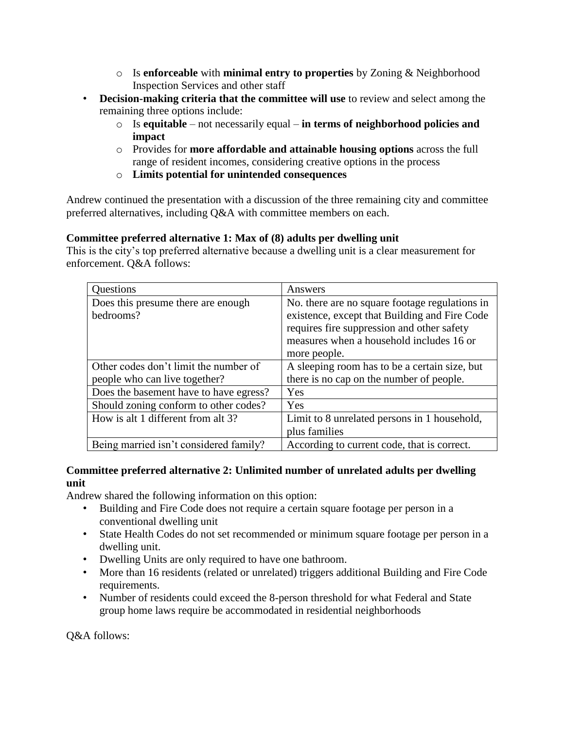- Is **enforceable** with **minimal entry to properties** by Zoning & Neighborhood Inspection Services and other staff
- **Decision-making criteria that the committee will use** to review and select among the remaining three options include:
  - Is **equitable** – not necessarily equal – **in terms of neighborhood policies and impact**
  - Provides for **more affordable and attainable housing options** across the full range of resident incomes, considering creative options in the process
  - **Limits potential for unintended consequences**

Andrew continued the presentation with a discussion of the three remaining city and committee preferred alternatives, including Q&A with committee members on each.

**Committee preferred alternative 1: Max of (8) adults per dwelling unit**

This is the city's top preferred alternative because a dwelling unit is a clear measurement for enforcement. Q&A follows:

| Questions | Answers |
|---|---|
| Does this presume there are enough bedrooms? | No. there are no square footage regulations in existence, except that Building and Fire Code requires fire suppression and other safety measures when a household includes 16 or more people. |
| Other codes don't limit the number of people who can live together? | A sleeping room has to be a certain size, but there is no cap on the number of people. |
| Does the basement have to have egress? | Yes |
| Should zoning conform to other codes? | Yes |
| How is alt 1 different from alt 3? | Limit to 8 unrelated persons in 1 household, plus families |
| Being married isn't considered family? | According to current code, that is correct. |

**Committee preferred alternative 2: Unlimited number of unrelated adults per dwelling unit**

Andrew shared the following information on this option:

- Building and Fire Code does not require a certain square footage per person in a conventional dwelling unit
- State Health Codes do not set recommended or minimum square footage per person in a dwelling unit.
- Dwelling Units are only required to have one bathroom.
- More than 16 residents (related or unrelated) triggers additional Building and Fire Code requirements.
- Number of residents could exceed the 8-person threshold for what Federal and State group home laws require be accommodated in residential neighborhoods

Q&A follows: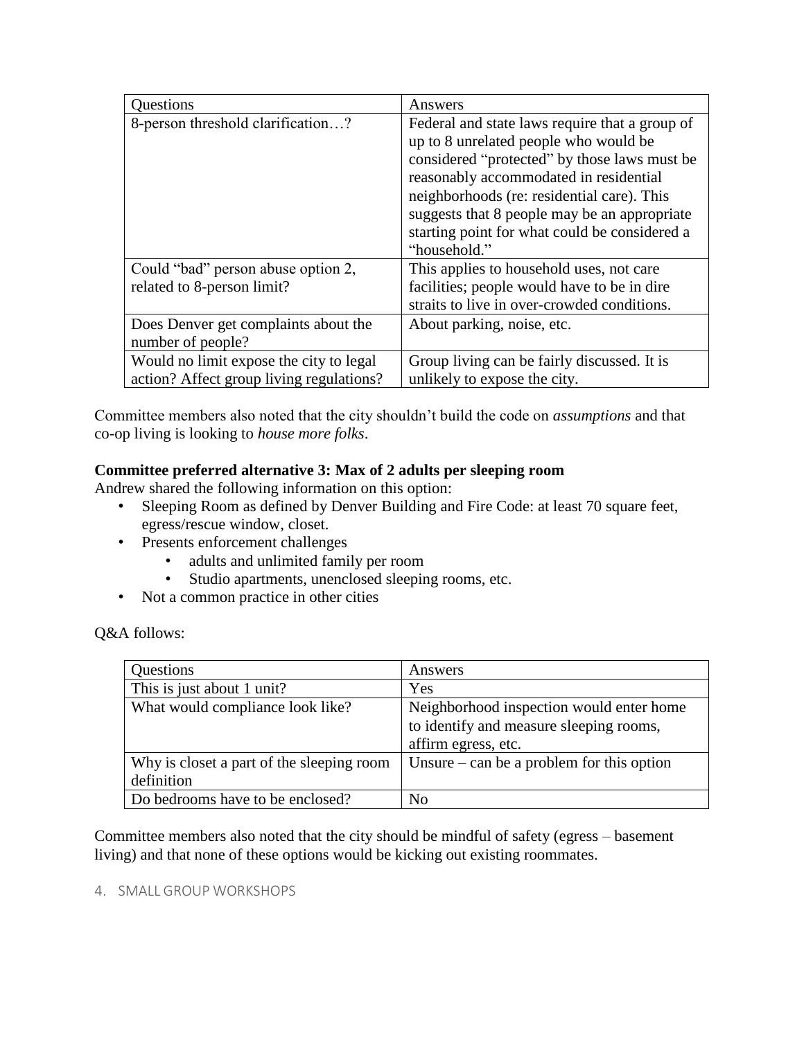| Questions | Answers |
| --- | --- |
| 8-person threshold clarification…? | Federal and state laws require that a group of up to 8 unrelated people who would be considered "protected" by those laws must be reasonably accommodated in residential neighborhoods (re: residential care). This suggests that 8 people may be an appropriate starting point for what could be considered a "household." |
| Could "bad" person abuse option 2, related to 8-person limit? | This applies to household uses, not care facilities; people would have to be in dire straits to live in over-crowded conditions. |
| Does Denver get complaints about the number of people? | About parking, noise, etc. |
| Would no limit expose the city to legal action? Affect group living regulations? | Group living can be fairly discussed. It is unlikely to expose the city. |

Committee members also noted that the city shouldn't build the code on *assumptions* and that co-op living is looking to *house more folks*.

**Committee preferred alternative 3: Max of 2 adults per sleeping room**

Andrew shared the following information on this option:

- Sleeping Room as defined by Denver Building and Fire Code: at least 70 square feet, egress/rescue window, closet.
- Presents enforcement challenges
  - adults and unlimited family per room
  - Studio apartments, unenclosed sleeping rooms, etc.
- Not a common practice in other cities

Q&A follows:

| Questions | Answers |
| --- | --- |
| This is just about 1 unit? | Yes |
| What would compliance look like? | Neighborhood inspection would enter home to identify and measure sleeping rooms, affirm egress, etc. |
| Why is closet a part of the sleeping room definition | Unsure – can be a problem for this option |
| Do bedrooms have to be enclosed? | No |

Committee members also noted that the city should be mindful of safety (egress – basement living) and that none of these options would be kicking out existing roommates.

4. SMALL GROUP WORKSHOPS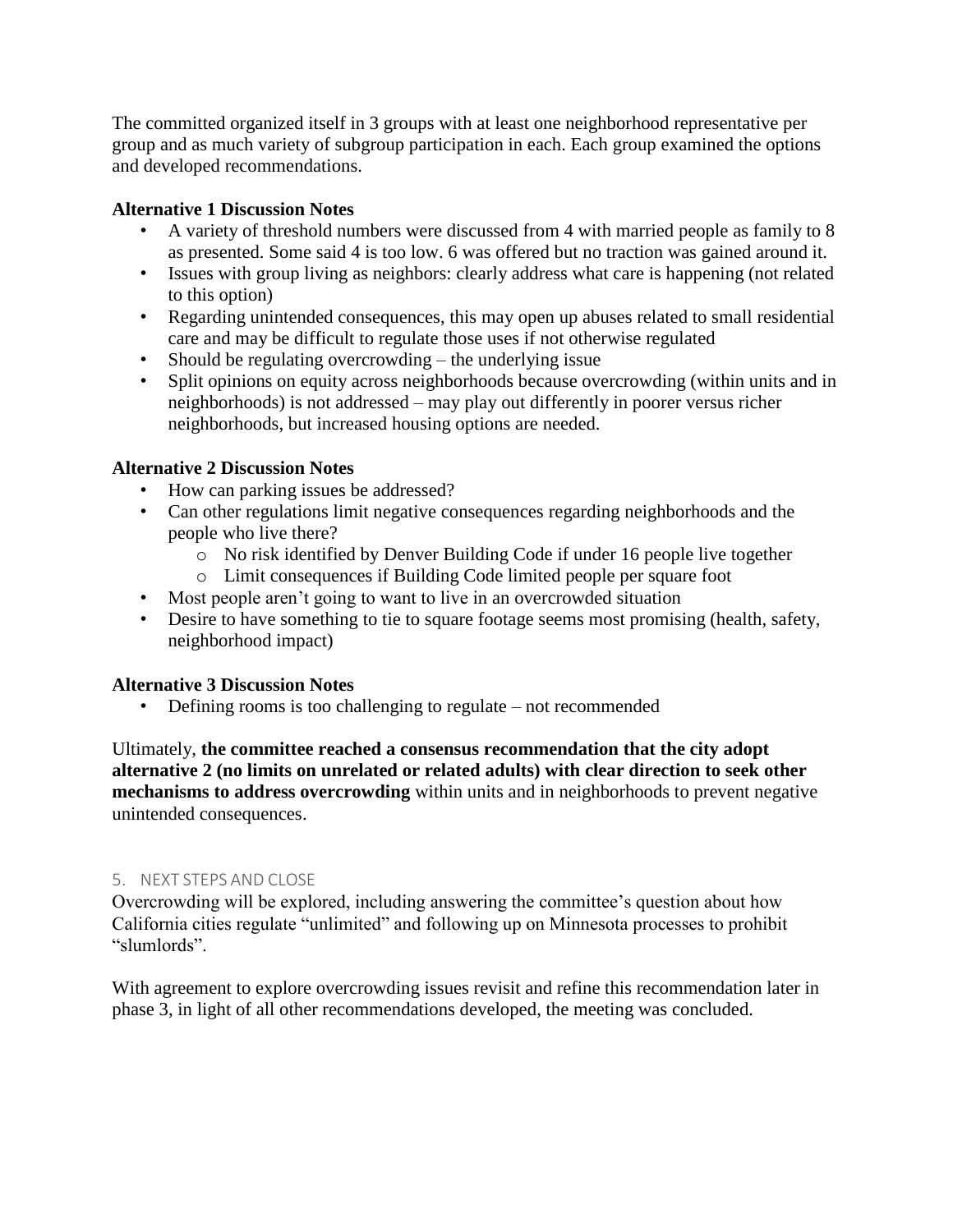The committed organized itself in 3 groups with at least one neighborhood representative per group and as much variety of subgroup participation in each. Each group examined the options and developed recommendations.

**Alternative 1 Discussion Notes**

- A variety of threshold numbers were discussed from 4 with married people as family to 8 as presented. Some said 4 is too low. 6 was offered but no traction was gained around it.
- Issues with group living as neighbors: clearly address what care is happening (not related to this option)
- Regarding unintended consequences, this may open up abuses related to small residential care and may be difficult to regulate those uses if not otherwise regulated
- Should be regulating overcrowding – the underlying issue
- Split opinions on equity across neighborhoods because overcrowding (within units and in neighborhoods) is not addressed – may play out differently in poorer versus richer neighborhoods, but increased housing options are needed.

**Alternative 2 Discussion Notes**

- How can parking issues be addressed?
- Can other regulations limit negative consequences regarding neighborhoods and the people who live there?
  - No risk identified by Denver Building Code if under 16 people live together
  - Limit consequences if Building Code limited people per square foot
- Most people aren't going to want to live in an overcrowded situation
- Desire to have something to tie to square footage seems most promising (health, safety, neighborhood impact)

**Alternative 3 Discussion Notes**

- Defining rooms is too challenging to regulate – not recommended

Ultimately, **the committee reached a consensus recommendation that the city adopt alternative 2 (no limits on unrelated or related adults) with clear direction to seek other mechanisms to address overcrowding** within units and in neighborhoods to prevent negative unintended consequences.

## 5. NEXT STEPS AND CLOSE

Overcrowding will be explored, including answering the committee's question about how California cities regulate "unlimited" and following up on Minnesota processes to prohibit "slumlords".

With agreement to explore overcrowding issues revisit and refine this recommendation later in phase 3, in light of all other recommendations developed, the meeting was concluded.